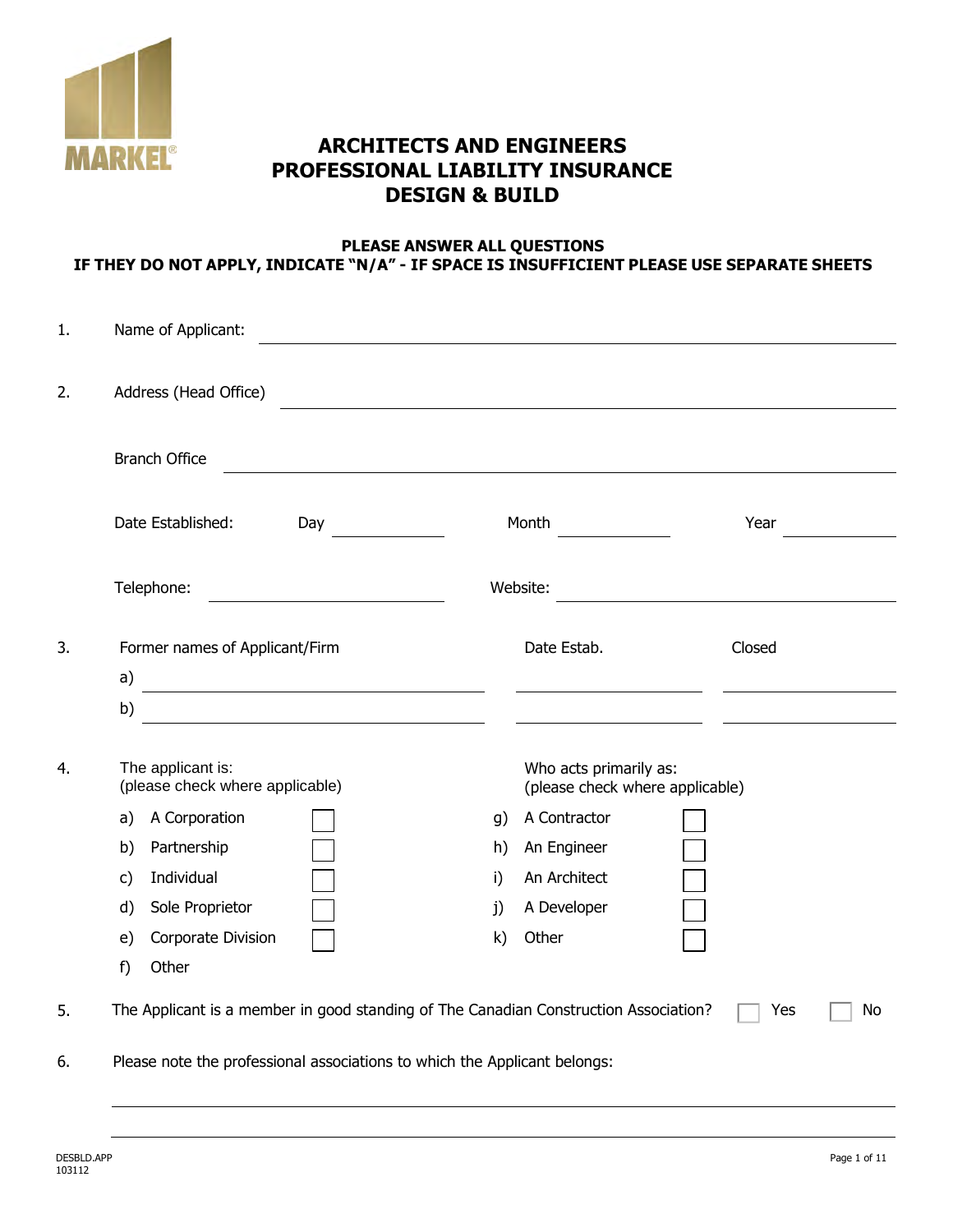# ARCHITECTS AND ENGINEERS PROFESSIONAL LIABILITY INSURANCE DESIGN & BUILD

**PLEASE ANSWER ALL QUESTIONS**
**IF THEY DO NOT APPLY, INDICATE "N/A" - IF SPACE IS INSUFFICIENT PLEASE USE SEPARATE SHEETS**

1. Name of Applicant: ______________________________

2. Address (Head Office) ______________________________

   Branch Office ______________________________

   Date Established: Day __________ Month __________ Year __________

   Telephone: __________________ Website: __________________

3. Former names of Applicant/Firm

| Former names of Applicant/Firm | Date Estab. | Closed |
|---|---|---|
| a) | | |
| b) | | |

4. The applicant is: (please check where applicable)

   a) A Corporation ☐
   b) Partnership ☐
   c) Individual ☐
   d) Sole Proprietor ☐
   e) Corporate Division ☐
   f) Other

   Who acts primarily as: (please check where applicable)

   g) A Contractor ☐
   h) An Engineer ☐
   i) An Architect ☐
   j) A Developer ☐
   k) Other ☐

5. The Applicant is a member in good standing of The Canadian Construction Association? ☐ Yes ☐ No

6. Please note the professional associations to which the Applicant belongs:

   ______________________________

   ______________________________

DESBLD.APP
103112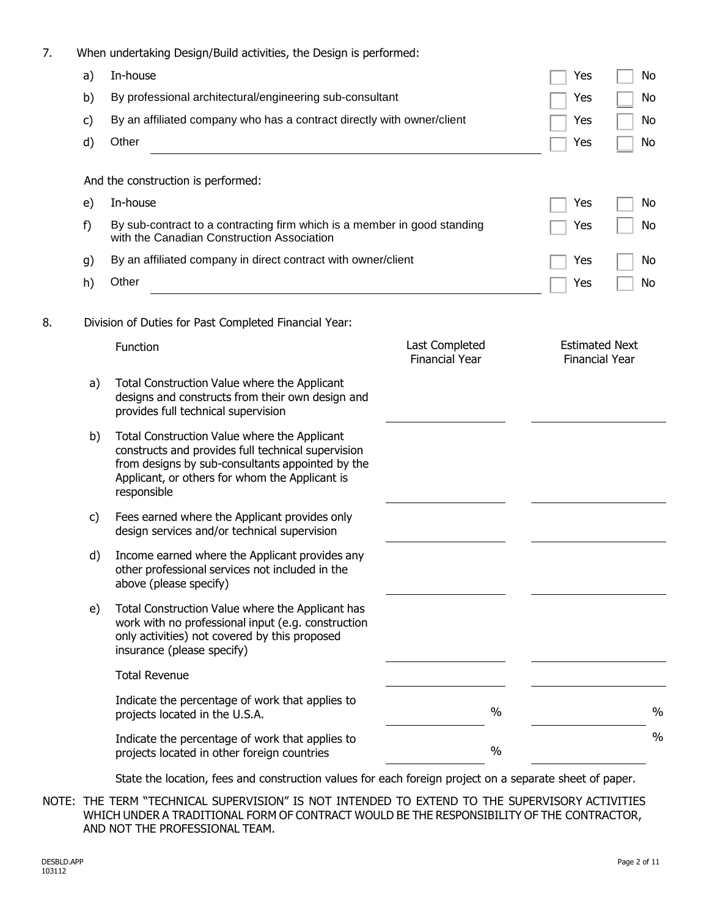7. When undertaking Design/Build activities, the Design is performed:

| | | | |
|---|---|---|---|
| a) | In-house | ☐ Yes | ☐ No |
| b) | By professional architectural/engineering sub-consultant | ☐ Yes | ☐ No |
| c) | By an affiliated company who has a contract directly with owner/client | ☐ Yes | ☐ No |
| d) | Other ______________________ | ☐ Yes | ☐ No |

And the construction is performed:

| | | | |
|---|---|---|---|
| e) | In-house | ☐ Yes | ☐ No |
| f) | By sub-contract to a contracting firm which is a member in good standing with the Canadian Construction Association | ☐ Yes | ☐ No |
| g) | By an affiliated company in direct contract with owner/client | ☐ Yes | ☐ No |
| h) | Other ______________________ | ☐ Yes | ☐ No |

8. Division of Duties for Past Completed Financial Year:

| | Function | Last Completed Financial Year | Estimated Next Financial Year |
|---|---|---|---|
| a) | Total Construction Value where the Applicant designs and constructs from their own design and provides full technical supervision | | |
| b) | Total Construction Value where the Applicant constructs and provides full technical supervision from designs by sub-consultants appointed by the Applicant, or others for whom the Applicant is responsible | | |
| c) | Fees earned where the Applicant provides only design services and/or technical supervision | | |
| d) | Income earned where the Applicant provides any other professional services not included in the above (please specify) | | |
| e) | Total Construction Value where the Applicant has work with no professional input (e.g. construction only activities) not covered by this proposed insurance (please specify) | | |
| | Total Revenue | | |
| | Indicate the percentage of work that applies to projects located in the U.S.A. | % | % |
| | Indicate the percentage of work that applies to projects located in other foreign countries | % | % |

State the location, fees and construction values for each foreign project on a separate sheet of paper.

NOTE: THE TERM "TECHNICAL SUPERVISION" IS NOT INTENDED TO EXTEND TO THE SUPERVISORY ACTIVITIES WHICH UNDER A TRADITIONAL FORM OF CONTRACT WOULD BE THE RESPONSIBILITY OF THE CONTRACTOR, AND NOT THE PROFESSIONAL TEAM.

DESBLD.APP
103112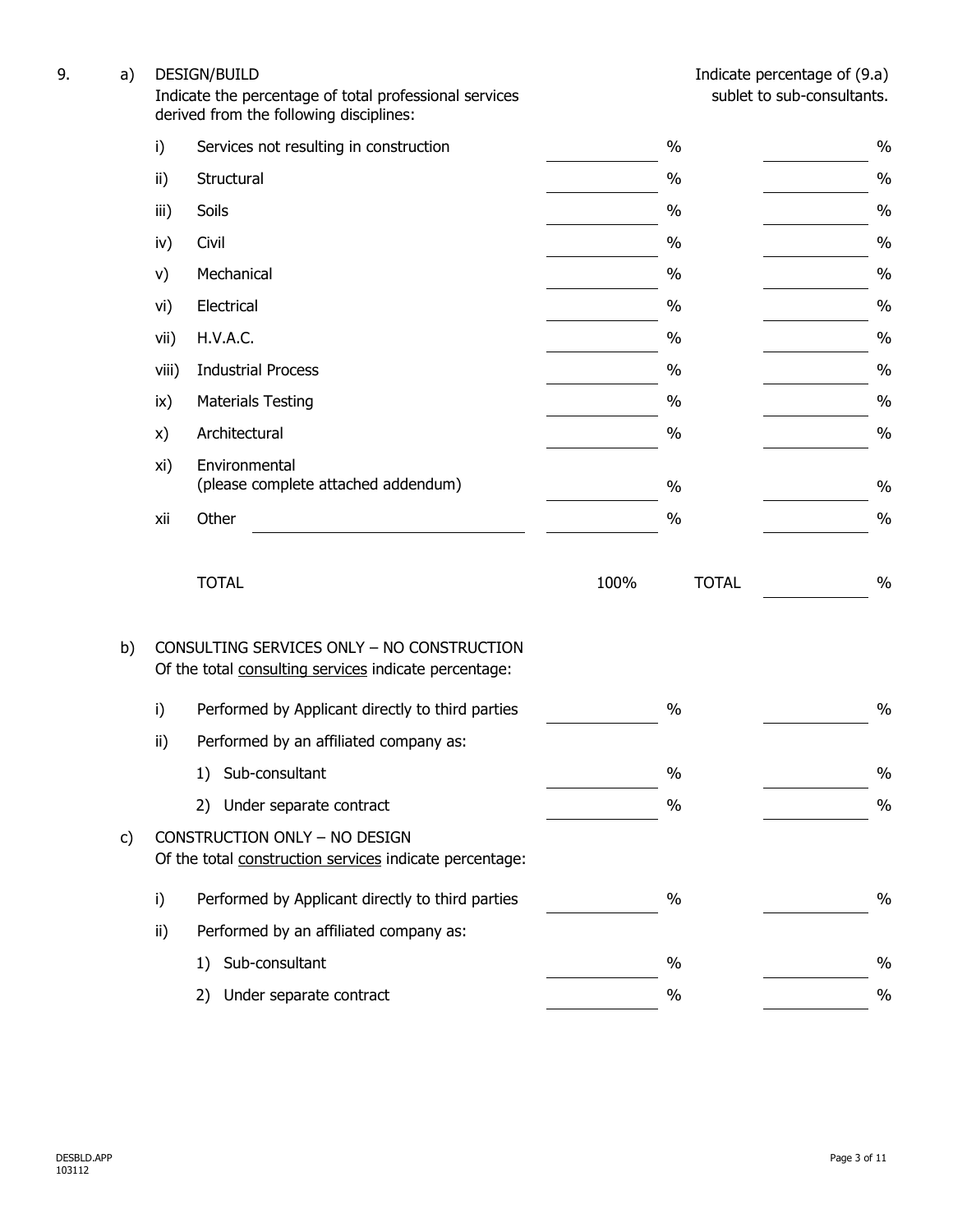9\. a) DESIGN/BUILD

Indicate the percentage of total professional services derived from the following disciplines:

| | | | Indicate percentage of (9.a) sublet to sub-consultants. |
|---|---|---|---|
| i) | Services not resulting in construction | _____ % | _____ % |
| ii) | Structural | _____ % | _____ % |
| iii) | Soils | _____ % | _____ % |
| iv) | Civil | _____ % | _____ % |
| v) | Mechanical | _____ % | _____ % |
| vi) | Electrical | _____ % | _____ % |
| vii) | H.V.A.C. | _____ % | _____ % |
| viii) | Industrial Process | _____ % | _____ % |
| ix) | Materials Testing | _____ % | _____ % |
| x) | Architectural | _____ % | _____ % |
| xi) | Environmental (please complete attached addendum) | _____ % | _____ % |
| xii | Other _______________ | _____ % | _____ % |
| | TOTAL | 100% | TOTAL _____ % |

b) CONSULTING SERVICES ONLY – NO CONSTRUCTION

Of the total consulting services indicate percentage:

| | | | |
|---|---|---|---|
| i) | Performed by Applicant directly to third parties | _____ % | _____ % |
| ii) | Performed by an affiliated company as: | | |
| | 1) Sub-consultant | _____ % | _____ % |
| | 2) Under separate contract | _____ % | _____ % |

c) CONSTRUCTION ONLY – NO DESIGN

Of the total construction services indicate percentage:

| | | | |
|---|---|---|---|
| i) | Performed by Applicant directly to third parties | _____ % | _____ % |
| ii) | Performed by an affiliated company as: | | |
| | 1) Sub-consultant | _____ % | _____ % |
| | 2) Under separate contract | _____ % | _____ % |

DESBLD.APP
103112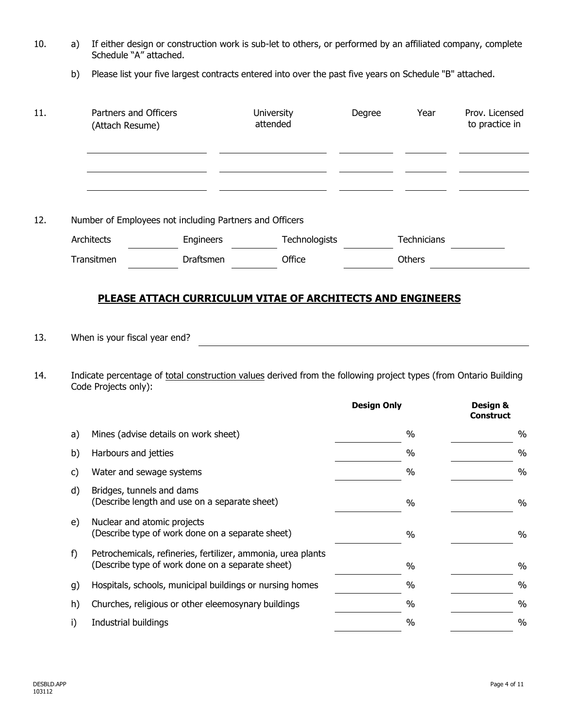10. a) If either design or construction work is sub-let to others, or performed by an affiliated company, complete Schedule "A" attached.

    b) Please list your five largest contracts entered into over the past five years on Schedule "B" attached.

11.

| Partners and Officers (Attach Resume) | University attended | Degree | Year | Prov. Licensed to practice in |
|---|---|---|---|---|
| | | | | |
| | | | | |
| | | | | |

12. Number of Employees not including Partners and Officers

| | | | | | | | |
|---|---|---|---|---|---|---|---|
| Architects | | Engineers | | Technologists | | Technicians | |
| Transitmen | | Draftsmen | | Office | | Others | |

**PLEASE ATTACH CURRICULUM VITAE OF ARCHITECTS AND ENGINEERS**

13. When is your fiscal year end? ____________________

14. Indicate percentage of total construction values derived from the following project types (from Ontario Building Code Projects only):

| | | Design Only | Design & Construct |
|---|---|---|---|
| a) | Mines (advise details on work sheet) | % | % |
| b) | Harbours and jetties | % | % |
| c) | Water and sewage systems | % | % |
| d) | Bridges, tunnels and dams (Describe length and use on a separate sheet) | % | % |
| e) | Nuclear and atomic projects (Describe type of work done on a separate sheet) | % | % |
| f) | Petrochemicals, refineries, fertilizer, ammonia, urea plants (Describe type of work done on a separate sheet) | % | % |
| g) | Hospitals, schools, municipal buildings or nursing homes | % | % |
| h) | Churches, religious or other eleemosynary buildings | % | % |
| i) | Industrial buildings | % | % |

DESBLD.APP
103112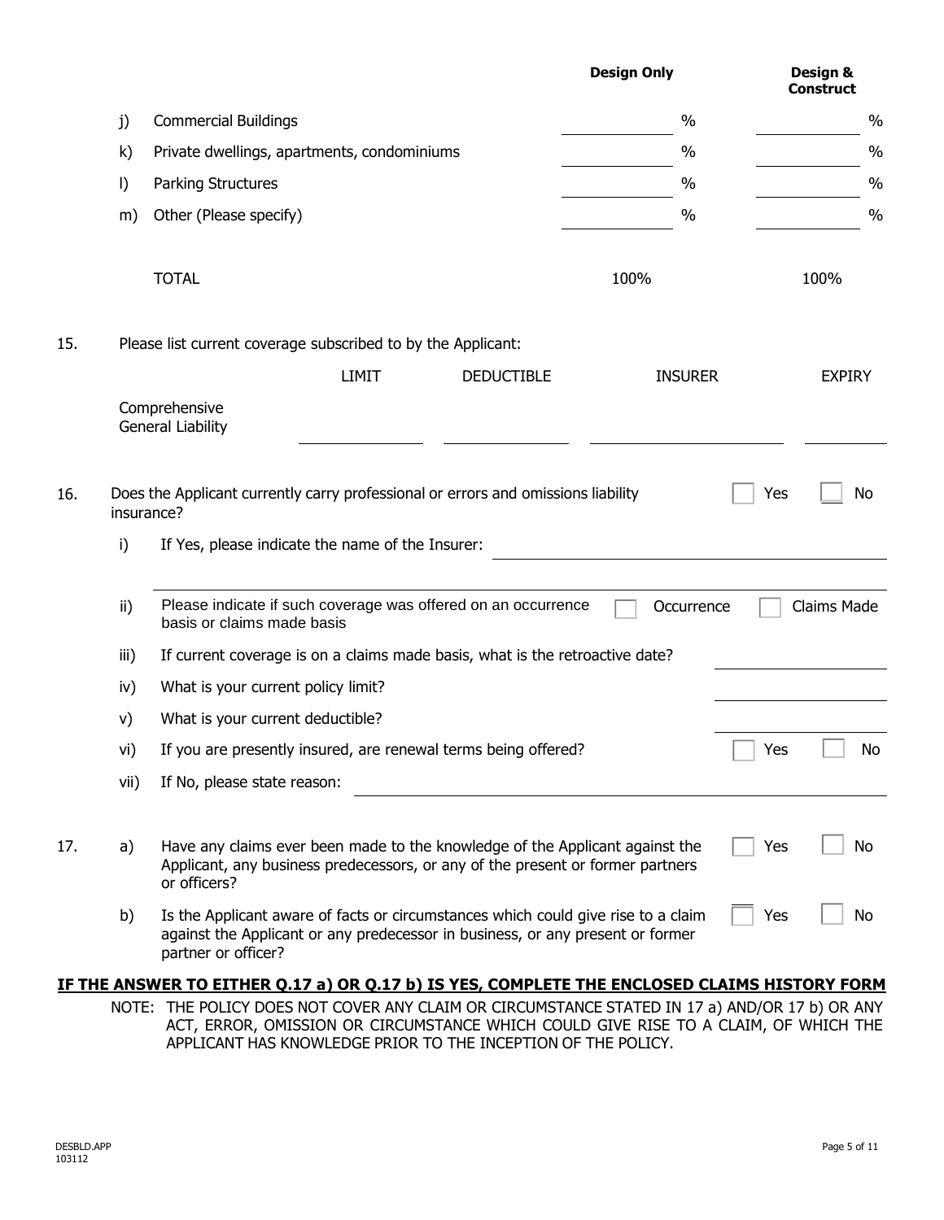| | | Design Only | Design & Construct |
|---|---|---|---|
| j) | Commercial Buildings | ______ % | ______ % |
| k) | Private dwellings, apartments, condominiums | ______ % | ______ % |
| l) | Parking Structures | ______ % | ______ % |
| m) | Other (Please specify) | ______ % | ______ % |
| | TOTAL | 100% | 100% |

15. Please list current coverage subscribed to by the Applicant:

| | LIMIT | DEDUCTIBLE | INSURER | EXPIRY |
|---|---|---|---|---|
| Comprehensive General Liability | | | | |

16. Does the Applicant currently carry professional or errors and omissions liability insurance? ☐ Yes ☐ No

   i) If Yes, please indicate the name of the Insurer: ____________________

   ii) Please indicate if such coverage was offered on an occurrence basis or claims made basis ☐ Occurrence ☐ Claims Made

   iii) If current coverage is on a claims made basis, what is the retroactive date? ____________________

   iv) What is your current policy limit? ____________________

   v) What is your current deductible? ____________________

   vi) If you are presently insured, are renewal terms being offered? ☐ Yes ☐ No

   vii) If No, please state reason: ____________________

17. a) Have any claims ever been made to the knowledge of the Applicant against the Applicant, any business predecessors, or any of the present or former partners or officers? ☐ Yes ☐ No

   b) Is the Applicant aware of facts or circumstances which could give rise to a claim against the Applicant or any predecessor in business, or any present or former partner or officer? ☐ Yes ☐ No

**IF THE ANSWER TO EITHER Q.17 a) OR Q.17 b) IS YES, COMPLETE THE ENCLOSED CLAIMS HISTORY FORM**

NOTE: THE POLICY DOES NOT COVER ANY CLAIM OR CIRCUMSTANCE STATED IN 17 a) AND/OR 17 b) OR ANY ACT, ERROR, OMISSION OR CIRCUMSTANCE WHICH COULD GIVE RISE TO A CLAIM, OF WHICH THE APPLICANT HAS KNOWLEDGE PRIOR TO THE INCEPTION OF THE POLICY.

DESBLD.APP
103112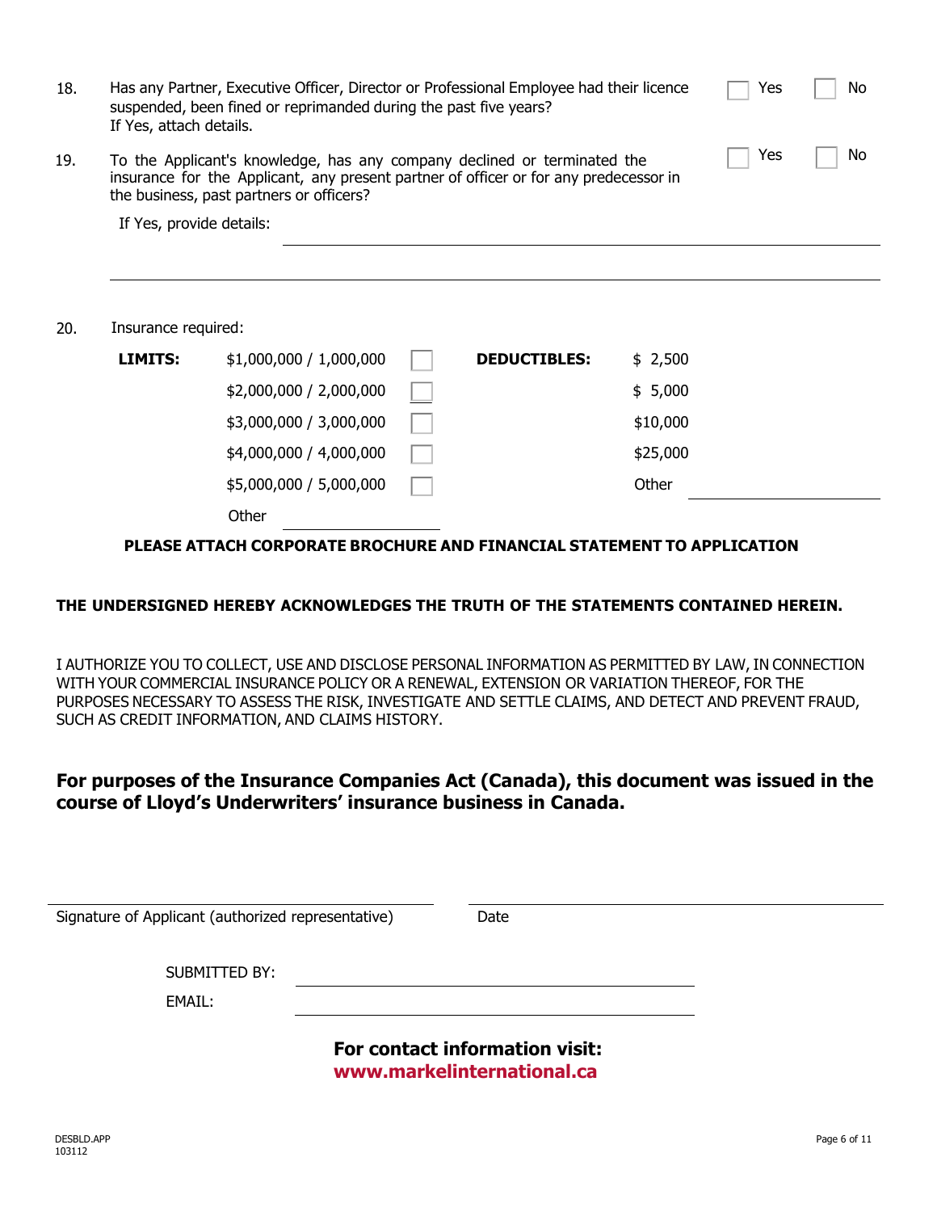18. Has any Partner, Executive Officer, Director or Professional Employee had their licence suspended, been fined or reprimanded during the past five years? If Yes, attach details. ☐ Yes ☐ No

19. To the Applicant's knowledge, has any company declined or terminated the insurance for the Applicant, any present partner of officer or for any predecessor in the business, past partners or officers? ☐ Yes ☐ No

    If Yes, provide details: ______________________________

    ______________________________

20. Insurance required:

| **LIMITS:** | | | **DEDUCTIBLES:** | |
|---|---|---|---|---|
| | $1,000,000 / 1,000,000 | ☐ | | $ 2,500 |
| | $2,000,000 / 2,000,000 | ☐ | | $ 5,000 |
| | $3,000,000 / 3,000,000 | ☐ | | $10,000 |
| | $4,000,000 / 4,000,000 | ☐ | | $25,000 |
| | $5,000,000 / 5,000,000 | ☐ | | Other ______ |
| | Other ______ | | | |

**PLEASE ATTACH CORPORATE BROCHURE AND FINANCIAL STATEMENT TO APPLICATION**

**THE UNDERSIGNED HEREBY ACKNOWLEDGES THE TRUTH OF THE STATEMENTS CONTAINED HEREIN.**

I AUTHORIZE YOU TO COLLECT, USE AND DISCLOSE PERSONAL INFORMATION AS PERMITTED BY LAW, IN CONNECTION WITH YOUR COMMERCIAL INSURANCE POLICY OR A RENEWAL, EXTENSION OR VARIATION THEREOF, FOR THE PURPOSES NECESSARY TO ASSESS THE RISK, INVESTIGATE AND SETTLE CLAIMS, AND DETECT AND PREVENT FRAUD, SUCH AS CREDIT INFORMATION, AND CLAIMS HISTORY.

**For purposes of the Insurance Companies Act (Canada), this document was issued in the course of Lloyd's Underwriters' insurance business in Canada.**

______________________________ ______________________________

Signature of Applicant (authorized representative) Date

SUBMITTED BY: ______________________________

EMAIL: ______________________________

**For contact information visit:**
**www.markelinternational.ca**

DESBLD.APP
103112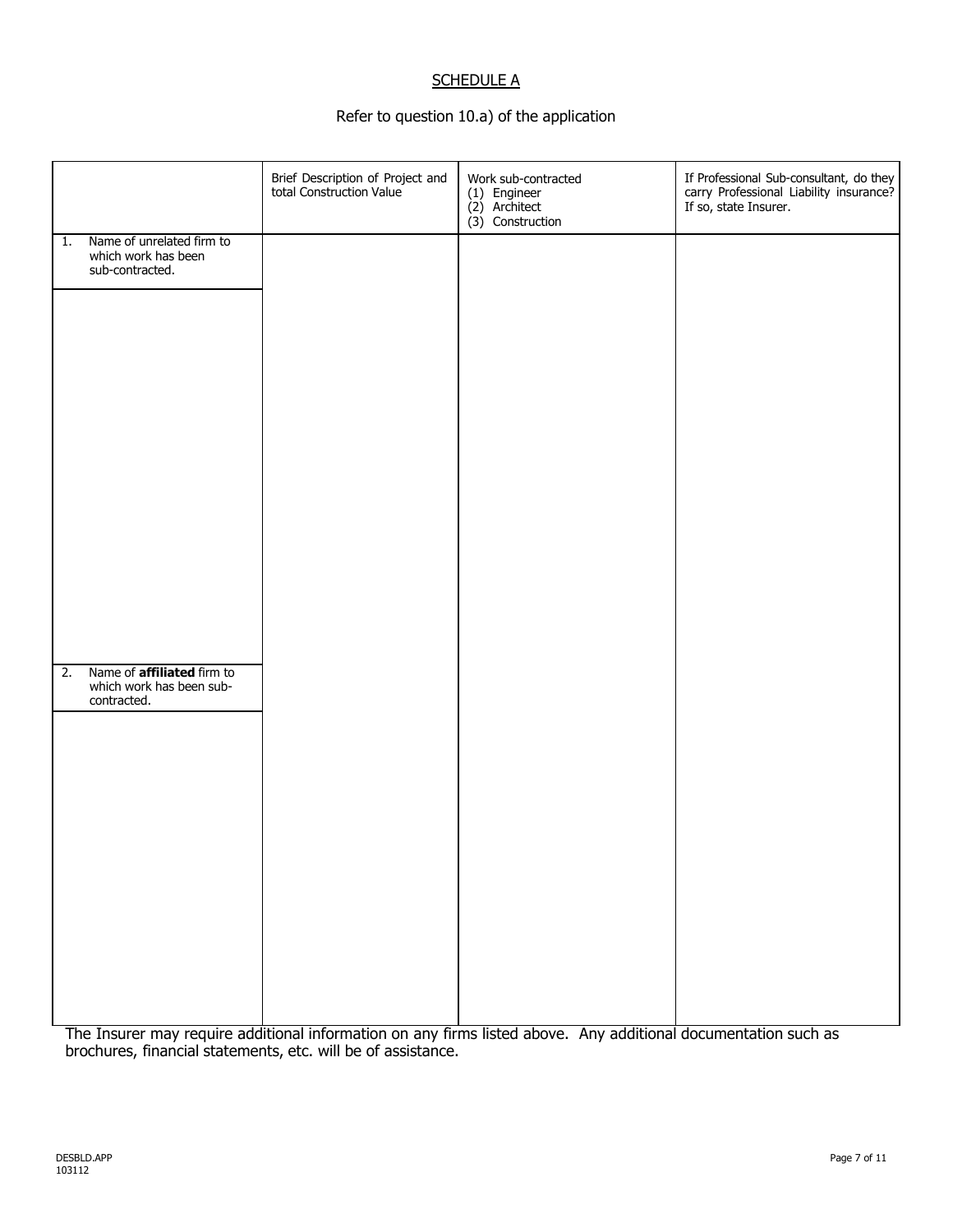## SCHEDULE A

Refer to question 10.a) of the application

| | Brief Description of Project and total Construction Value | Work sub-contracted (1) Engineer (2) Architect (3) Construction | If Professional Sub-consultant, do they carry Professional Liability insurance? If so, state Insurer. |
|---|---|---|---|
| 1. Name of unrelated firm to which work has been sub-contracted. | | | |
| | | | |
| 2. Name of **affiliated** firm to which work has been sub-contracted. | | | |
| | | | |

The Insurer may require additional information on any firms listed above. Any additional documentation such as brochures, financial statements, etc. will be of assistance.

DESBLD.APP
103112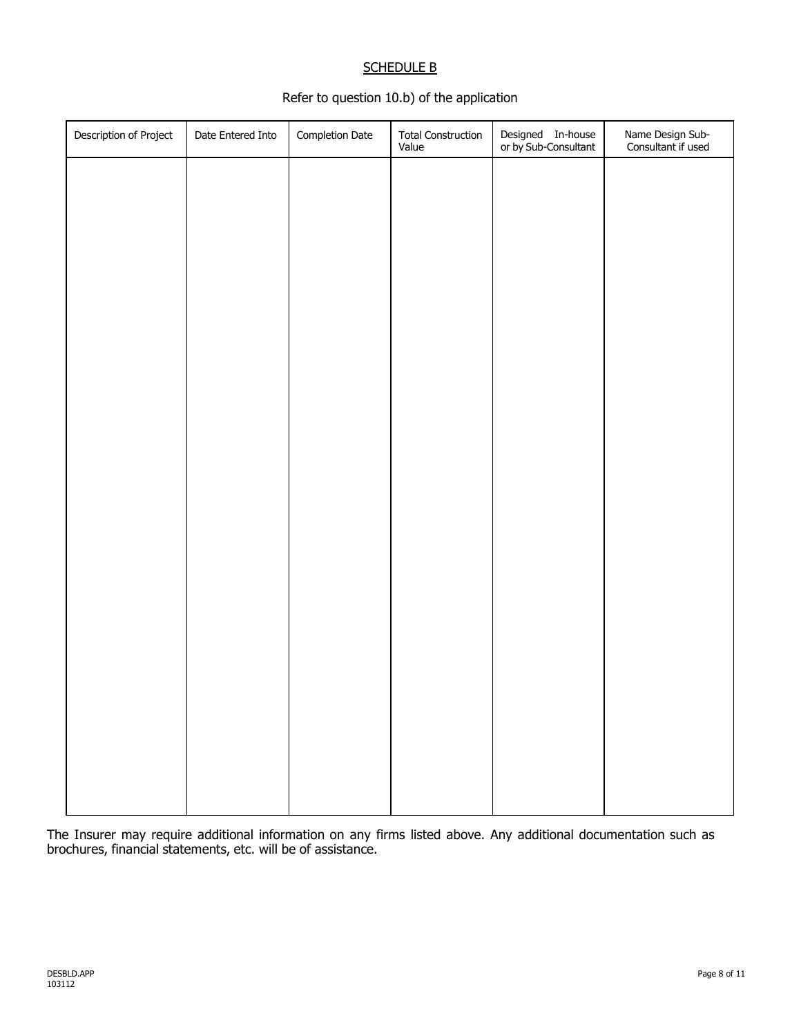## SCHEDULE B

Refer to question 10.b) of the application

| Description of Project | Date Entered Into | Completion Date | Total Construction Value | Designed In-house or by Sub-Consultant | Name Design Sub-Consultant if used |
|---|---|---|---|---|---|
| | | | | | |

The Insurer may require additional information on any firms listed above. Any additional documentation such as brochures, financial statements, etc. will be of assistance.

DESBLD.APP
103112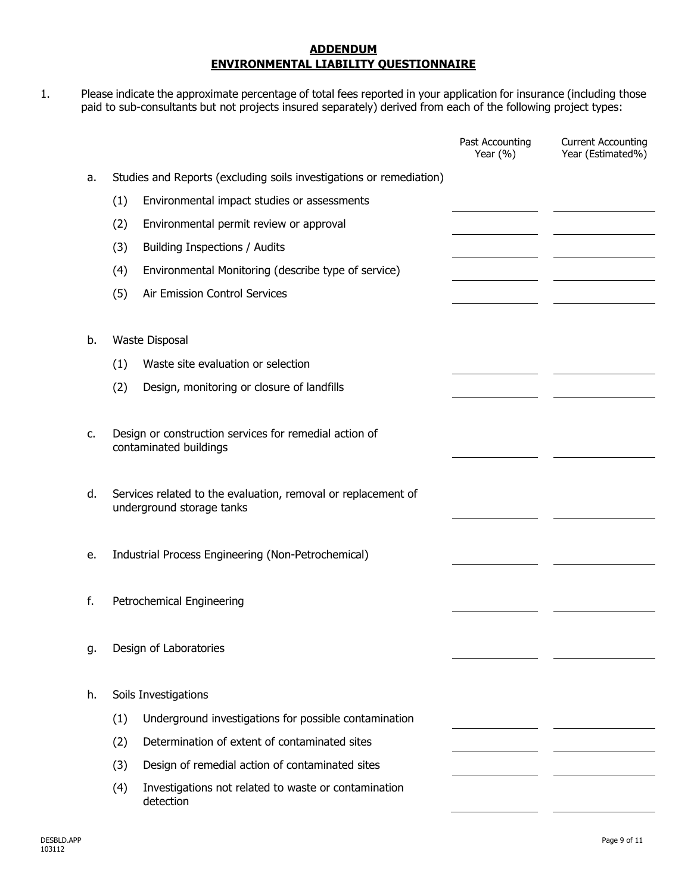## ADDENDUM
## ENVIRONMENTAL LIABILITY QUESTIONNAIRE

1. Please indicate the approximate percentage of total fees reported in your application for insurance (including those paid to sub-consultants but not projects insured separately) derived from each of the following project types:

| | | Past Accounting Year (%) | Current Accounting Year (Estimated%) |
|---|---|---|---|
| a. | Studies and Reports (excluding soils investigations or remediation) | | |
| | (1) Environmental impact studies or assessments | | |
| | (2) Environmental permit review or approval | | |
| | (3) Building Inspections / Audits | | |
| | (4) Environmental Monitoring (describe type of service) | | |
| | (5) Air Emission Control Services | | |
| b. | Waste Disposal | | |
| | (1) Waste site evaluation or selection | | |
| | (2) Design, monitoring or closure of landfills | | |
| c. | Design or construction services for remedial action of contaminated buildings | | |
| d. | Services related to the evaluation, removal or replacement of underground storage tanks | | |
| e. | Industrial Process Engineering (Non-Petrochemical) | | |
| f. | Petrochemical Engineering | | |
| g. | Design of Laboratories | | |
| h. | Soils Investigations | | |
| | (1) Underground investigations for possible contamination | | |
| | (2) Determination of extent of contaminated sites | | |
| | (3) Design of remedial action of contaminated sites | | |
| | (4) Investigations not related to waste or contamination detection | | |

DESBLD.APP
103112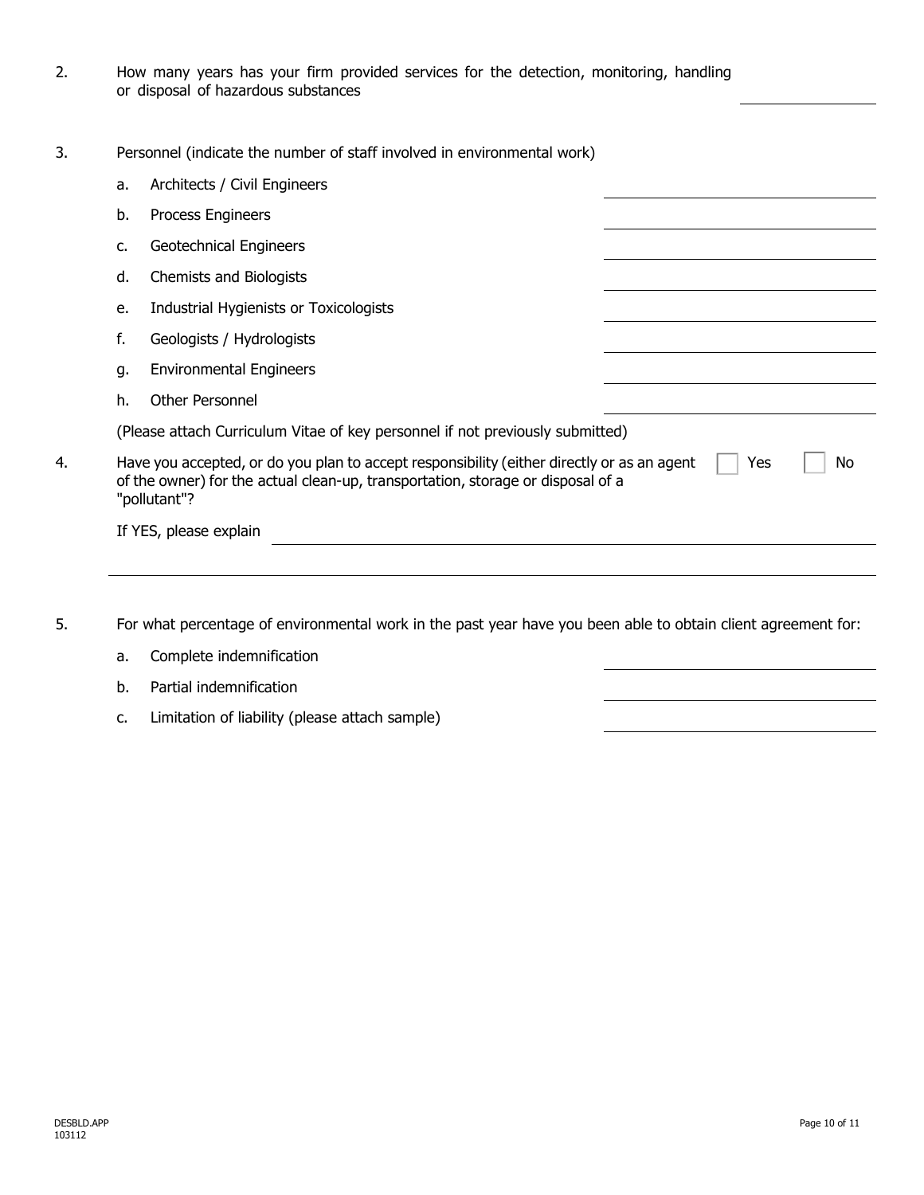2. How many years has your firm provided services for the detection, monitoring, handling or disposal of hazardous substances \_\_\_\_\_\_\_\_\_\_

3. Personnel (indicate the number of staff involved in environmental work)

   a. Architects / Civil Engineers \_\_\_\_\_\_\_\_\_\_

   b. Process Engineers \_\_\_\_\_\_\_\_\_\_

   c. Geotechnical Engineers \_\_\_\_\_\_\_\_\_\_

   d. Chemists and Biologists \_\_\_\_\_\_\_\_\_\_

   e. Industrial Hygienists or Toxicologists \_\_\_\_\_\_\_\_\_\_

   f. Geologists / Hydrologists \_\_\_\_\_\_\_\_\_\_

   g. Environmental Engineers \_\_\_\_\_\_\_\_\_\_

   h. Other Personnel \_\_\_\_\_\_\_\_\_\_

   (Please attach Curriculum Vitae of key personnel if not previously submitted)

4. Have you accepted, or do you plan to accept responsibility (either directly or as an agent of the owner) for the actual clean-up, transportation, storage or disposal of a "pollutant"? ☐ Yes ☐ No

   If YES, please explain \_\_\_\_\_\_\_\_\_\_

5. For what percentage of environmental work in the past year have you been able to obtain client agreement for:

   a. Complete indemnification \_\_\_\_\_\_\_\_\_\_

   b. Partial indemnification \_\_\_\_\_\_\_\_\_\_

   c. Limitation of liability (please attach sample) \_\_\_\_\_\_\_\_\_\_

DESBLD.APP
103112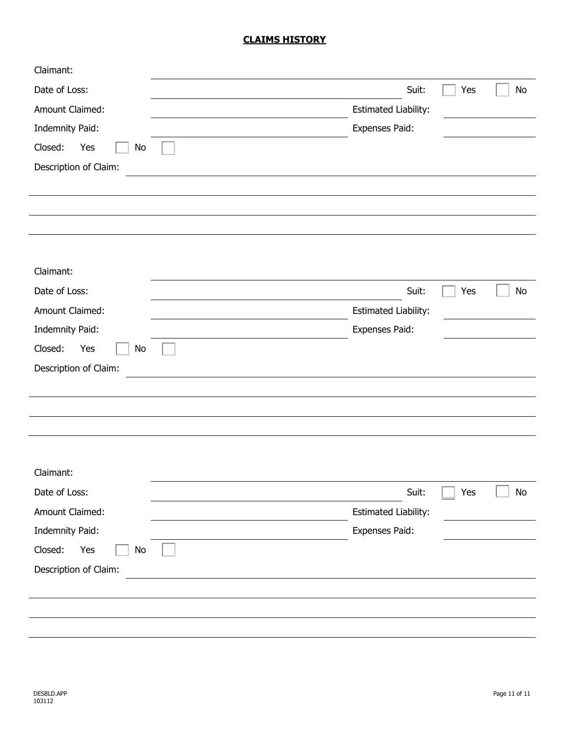## CLAIMS HISTORY

Claimant: ______________________________

Date of Loss: ______________________________ Suit: ☐ Yes ☐ No

Amount Claimed: ______________________________ Estimated Liability: ______________

Indemnity Paid: ______________________________ Expenses Paid: ______________

Closed: Yes ☐ No ☐

Description of Claim: ______________________________

______________________________

______________________________

______________________________

Claimant: ______________________________

Date of Loss: ______________________________ Suit: ☐ Yes ☐ No

Amount Claimed: ______________________________ Estimated Liability: ______________

Indemnity Paid: ______________________________ Expenses Paid: ______________

Closed: Yes ☐ No ☐

Description of Claim: ______________________________

______________________________

______________________________

______________________________

Claimant: ______________________________

Date of Loss: ______________________________ Suit: ☐ Yes ☐ No

Amount Claimed: ______________________________ Estimated Liability: ______________

Indemnity Paid: ______________________________ Expenses Paid: ______________

Closed: Yes ☐ No ☐

Description of Claim: ______________________________

______________________________

______________________________

______________________________

DESBLD.APP
103112